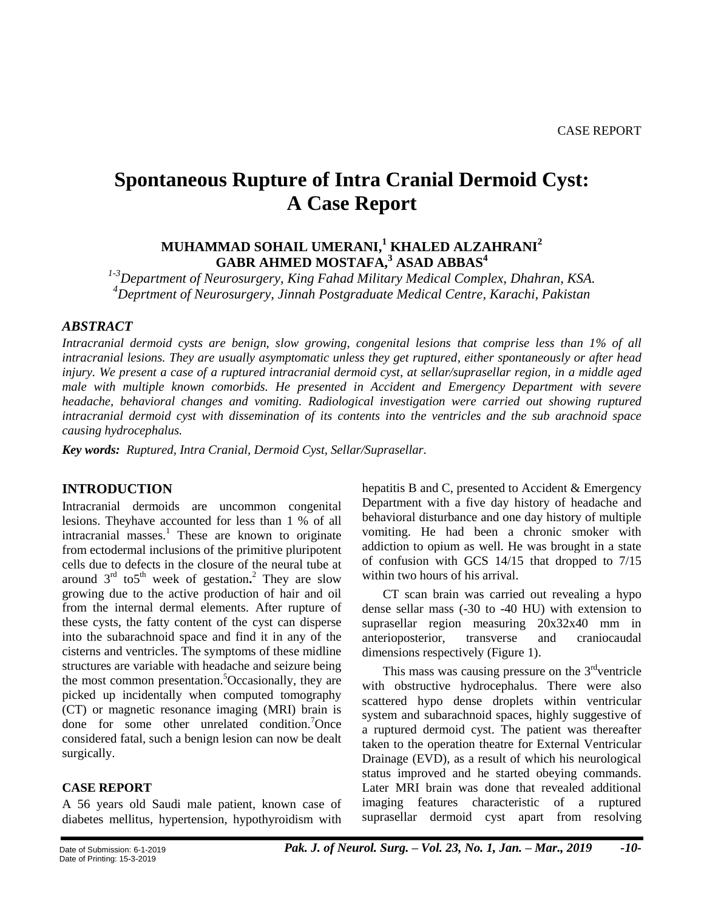CASE REPORT

# Spontaneous Rupture of Intra Cranial Dermoid Cyst: A Case Report

**MUHAMMAD SOHAIL UMERANI,[1] KHALED ALZAHRANI[2]**
**GABR AHMED MOSTAFA,[3] ASAD ABBAS[4]**

*[1-3]Department of Neurosurgery, King Fahad Military Medical Complex, Dhahran, KSA.*
*[4]Deprtment of Neurosurgery, Jinnah Postgraduate Medical Centre, Karachi, Pakistan*

### *ABSTRACT*

*Intracranial dermoid cysts are benign, slow growing, congenital lesions that comprise less than 1% of all intracranial lesions. They are usually asymptomatic unless they get ruptured, either spontaneously or after head injury. We present a case of a ruptured intracranial dermoid cyst, at sellar/suprasellar region, in a middle aged male with multiple known comorbids. He presented in Accident and Emergency Department with severe headache, behavioral changes and vomiting. Radiological investigation were carried out showing ruptured intracranial dermoid cyst with dissemination of its contents into the ventricles and the sub arachnoid space causing hydrocephalus.*

***Key words:*** *Ruptured, Intra Cranial, Dermoid Cyst, Sellar/Suprasellar.*

## INTRODUCTION

Intracranial dermoids are uncommon congenital lesions. Theyhave accounted for less than 1 % of all intracranial masses.[1] These are known to originate from ectodermal inclusions of the primitive pluripotent cells due to defects in the closure of the neural tube at around 3rd to5th week of gestation**.**[2] They are slow growing due to the active production of hair and oil from the internal dermal elements. After rupture of these cysts, the fatty content of the cyst can disperse into the subarachnoid space and find it in any of the cisterns and ventricles. The symptoms of these midline structures are variable with headache and seizure being the most common presentation.[5]Occasionally, they are picked up incidentally when computed tomography (CT) or magnetic resonance imaging (MRI) brain is done for some other unrelated condition.[7]Once considered fatal, such a benign lesion can now be dealt surgically.

### CASE REPORT

A 56 years old Saudi male patient, known case of diabetes mellitus, hypertension, hypothyroidism with hepatitis B and C, presented to Accident & Emergency Department with a five day history of headache and behavioral disturbance and one day history of multiple vomiting. He had been a chronic smoker with addiction to opium as well. He was brought in a state of confusion with GCS 14/15 that dropped to 7/15 within two hours of his arrival.

CT scan brain was carried out revealing a hypo dense sellar mass (-30 to -40 HU) with extension to suprasellar region measuring 20x32x40 mm in anterioposterior, transverse and craniocaudal dimensions respectively (Figure 1).

This mass was causing pressure on the 3rdventricle with obstructive hydrocephalus. There were also scattered hypo dense droplets within ventricular system and subarachnoid spaces, highly suggestive of a ruptured dermoid cyst. The patient was thereafter taken to the operation theatre for External Ventricular Drainage (EVD), as a result of which his neurological status improved and he started obeying commands. Later MRI brain was done that revealed additional imaging features characteristic of a ruptured suprasellar dermoid cyst apart from resolving

Date of Submission: 6-1-2019
Date of Printing: 15-3-2019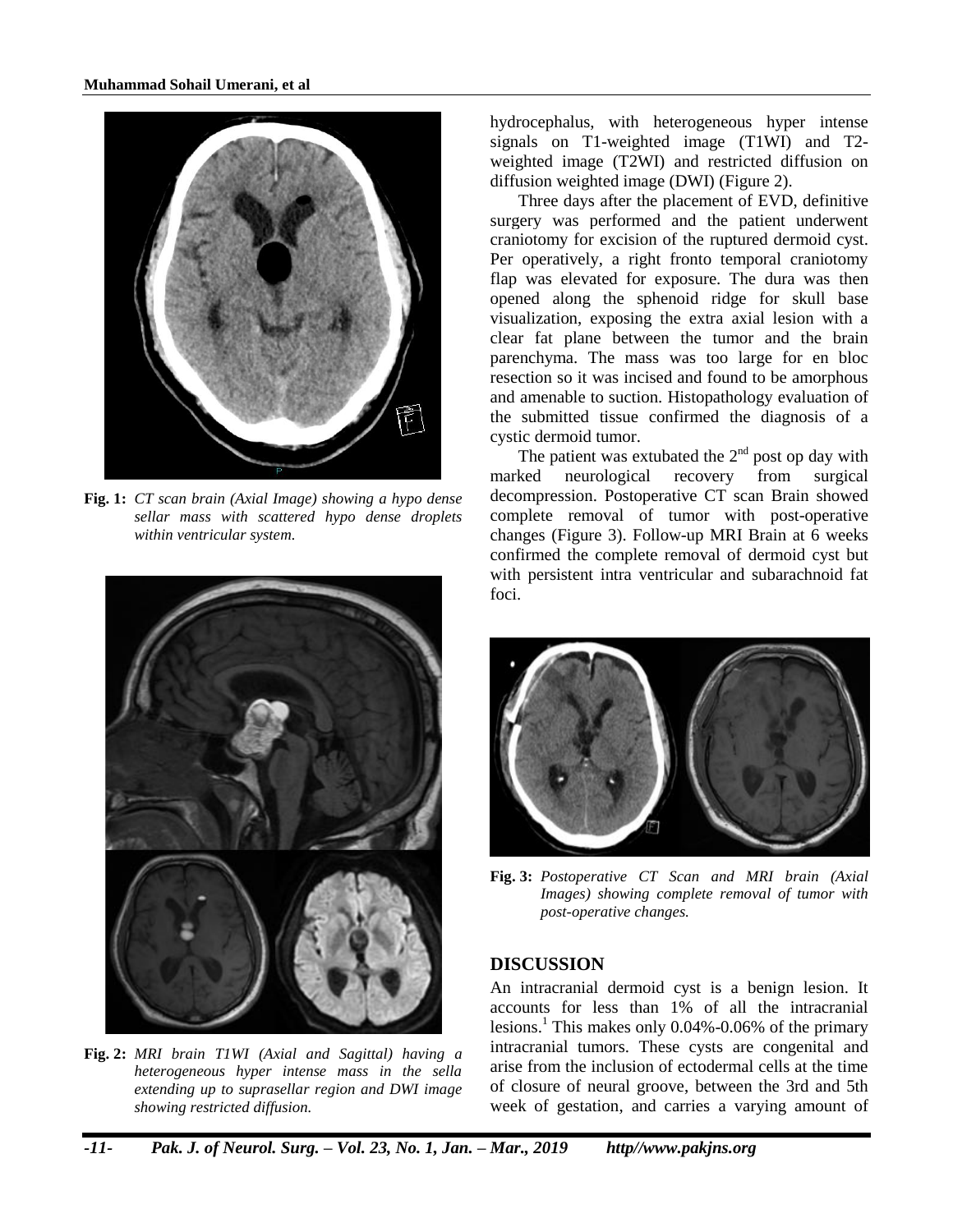Fig. 1: *CT scan brain (Axial Image) showing a hypo dense sellar mass with scattered hypo dense droplets within ventricular system.*

Fig. 2: *MRI brain T1WI (Axial and Sagittal) having a heterogeneous hyper intense mass in the sella extending up to suprasellar region and DWI image showing restricted diffusion.*

hydrocephalus, with heterogeneous hyper intense signals on T1-weighted image (T1WI) and T2-weighted image (T2WI) and restricted diffusion on diffusion weighted image (DWI) (Figure 2).

Three days after the placement of EVD, definitive surgery was performed and the patient underwent craniotomy for excision of the ruptured dermoid cyst. Per operatively, a right fronto temporal craniotomy flap was elevated for exposure. The dura was then opened along the sphenoid ridge for skull base visualization, exposing the extra axial lesion with a clear fat plane between the tumor and the brain parenchyma. The mass was too large for en bloc resection so it was incised and found to be amorphous and amenable to suction. Histopathology evaluation of the submitted tissue confirmed the diagnosis of a cystic dermoid tumor.

The patient was extubated the 2nd post op day with marked neurological recovery from surgical decompression. Postoperative CT scan Brain showed complete removal of tumor with post-operative changes (Figure 3). Follow-up MRI Brain at 6 weeks confirmed the complete removal of dermoid cyst but with persistent intra ventricular and subarachnoid fat foci.

Fig. 3: *Postoperative CT Scan and MRI brain (Axial Images) showing complete removal of tumor with post-operative changes.*

## DISCUSSION

An intracranial dermoid cyst is a benign lesion. It accounts for less than 1% of all the intracranial lesions.[1] This makes only 0.04%-0.06% of the primary intracranial tumors. These cysts are congenital and arise from the inclusion of ectodermal cells at the time of closure of neural groove, between the 3rd and 5th week of gestation, and carries a varying amount of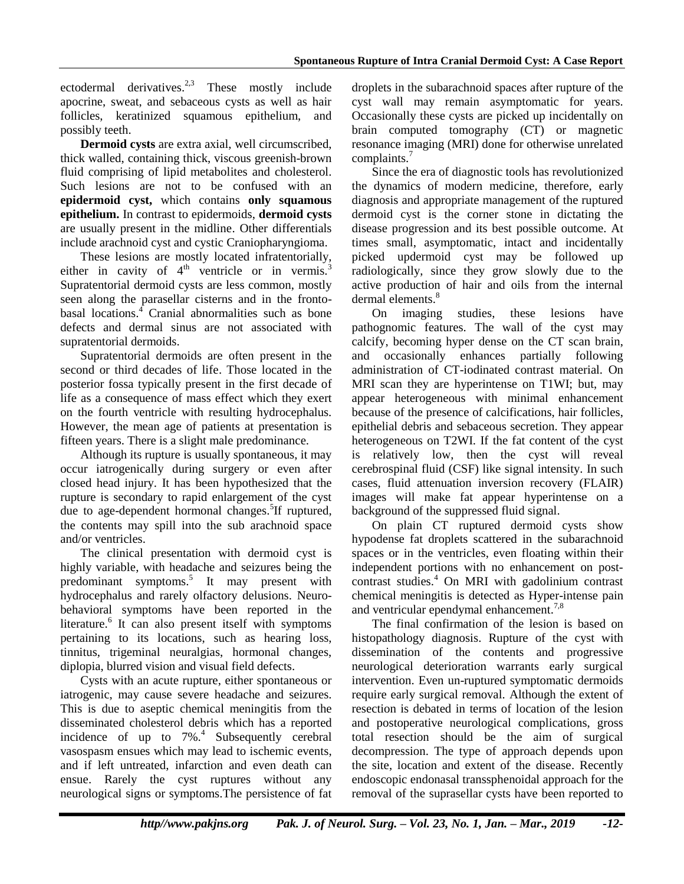ectodermal derivatives.[2,3] These mostly include apocrine, sweat, and sebaceous cysts as well as hair follicles, keratinized squamous epithelium, and possibly teeth.

**Dermoid cysts** are extra axial, well circumscribed, thick walled, containing thick, viscous greenish-brown fluid comprising of lipid metabolites and cholesterol. Such lesions are not to be confused with an **epidermoid cyst,** which contains **only squamous epithelium.** In contrast to epidermoids, **dermoid cysts** are usually present in the midline. Other differentials include arachnoid cyst and cystic Craniopharyngioma.

These lesions are mostly located infratentorially, either in cavity of 4th ventricle or in vermis.[3] Supratentorial dermoid cysts are less common, mostly seen along the parasellar cisterns and in the fronto-basal locations.[4] Cranial abnormalities such as bone defects and dermal sinus are not associated with supratentorial dermoids.

Supratentorial dermoids are often present in the second or third decades of life. Those located in the posterior fossa typically present in the first decade of life as a consequence of mass effect which they exert on the fourth ventricle with resulting hydrocephalus. However, the mean age of patients at presentation is fifteen years. There is a slight male predominance.

Although its rupture is usually spontaneous, it may occur iatrogenically during surgery or even after closed head injury. It has been hypothesized that the rupture is secondary to rapid enlargement of the cyst due to age-dependent hormonal changes.[5]If ruptured, the contents may spill into the sub arachnoid space and/or ventricles.

The clinical presentation with dermoid cyst is highly variable, with headache and seizures being the predominant symptoms.[5] It may present with hydrocephalus and rarely olfactory delusions. Neuro-behavioral symptoms have been reported in the literature.[6] It can also present itself with symptoms pertaining to its locations, such as hearing loss, tinnitus, trigeminal neuralgias, hormonal changes, diplopia, blurred vision and visual field defects.

Cysts with an acute rupture, either spontaneous or iatrogenic, may cause severe headache and seizures. This is due to aseptic chemical meningitis from the disseminated cholesterol debris which has a reported incidence of up to 7%.[4] Subsequently cerebral vasospasm ensues which may lead to ischemic events, and if left untreated, infarction and even death can ensue. Rarely the cyst ruptures without any neurological signs or symptoms.The persistence of fat droplets in the subarachnoid spaces after rupture of the cyst wall may remain asymptomatic for years. Occasionally these cysts are picked up incidentally on brain computed tomography (CT) or magnetic resonance imaging (MRI) done for otherwise unrelated complaints.[7]

Since the era of diagnostic tools has revolutionized the dynamics of modern medicine, therefore, early diagnosis and appropriate management of the ruptured dermoid cyst is the corner stone in dictating the disease progression and its best possible outcome. At times small, asymptomatic, intact and incidentally picked updermoid cyst may be followed up radiologically, since they grow slowly due to the active production of hair and oils from the internal dermal elements.[8]

On imaging studies, these lesions have pathognomic features. The wall of the cyst may calcify, becoming hyper dense on the CT scan brain, and occasionally enhances partially following administration of CT-iodinated contrast material. On MRI scan they are hyperintense on T1WI; but, may appear heterogeneous with minimal enhancement because of the presence of calcifications, hair follicles, epithelial debris and sebaceous secretion. They appear heterogeneous on T2WI. If the fat content of the cyst is relatively low, then the cyst will reveal cerebrospinal fluid (CSF) like signal intensity. In such cases, fluid attenuation inversion recovery (FLAIR) images will make fat appear hyperintense on a background of the suppressed fluid signal.

On plain CT ruptured dermoid cysts show hypodense fat droplets scattered in the subarachnoid spaces or in the ventricles, even floating within their independent portions with no enhancement on post-contrast studies.[4] On MRI with gadolinium contrast chemical meningitis is detected as Hyper-intense pain and ventricular ependymal enhancement.[7,8]

The final confirmation of the lesion is based on histopathology diagnosis. Rupture of the cyst with dissemination of the contents and progressive neurological deterioration warrants early surgical intervention. Even un-ruptured symptomatic dermoids require early surgical removal. Although the extent of resection is debated in terms of location of the lesion and postoperative neurological complications, gross total resection should be the aim of surgical decompression. The type of approach depends upon the site, location and extent of the disease. Recently endoscopic endonasal transsphenoidal approach for the removal of the suprasellar cysts have been reported to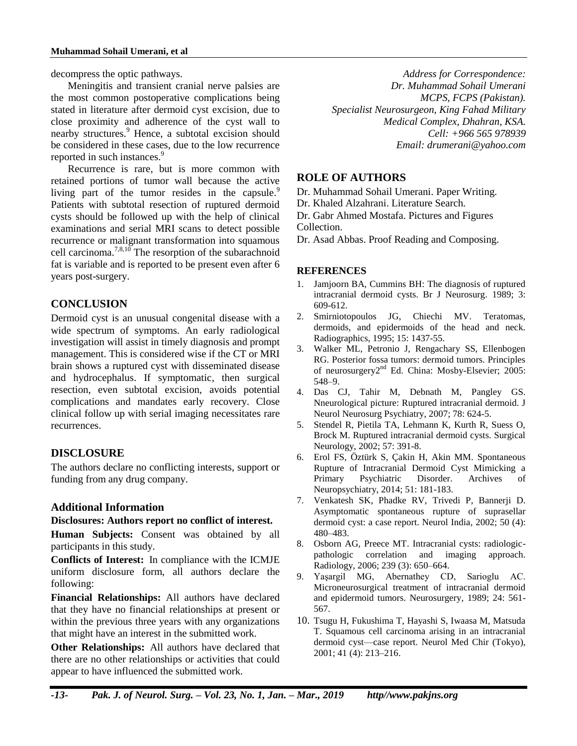decompress the optic pathways.

Meningitis and transient cranial nerve palsies are the most common postoperative complications being stated in literature after dermoid cyst excision, due to close proximity and adherence of the cyst wall to nearby structures.[9] Hence, a subtotal excision should be considered in these cases, due to the low recurrence reported in such instances.[9]

Recurrence is rare, but is more common with retained portions of tumor wall because the active living part of the tumor resides in the capsule.[9] Patients with subtotal resection of ruptured dermoid cysts should be followed up with the help of clinical examinations and serial MRI scans to detect possible recurrence or malignant transformation into squamous cell carcinoma.[7,8,10] The resorption of the subarachnoid fat is variable and is reported to be present even after 6 years post-surgery.

## CONCLUSION

Dermoid cyst is an unusual congenital disease with a wide spectrum of symptoms. An early radiological investigation will assist in timely diagnosis and prompt management. This is considered wise if the CT or MRI brain shows a ruptured cyst with disseminated disease and hydrocephalus. If symptomatic, then surgical resection, even subtotal excision, avoids potential complications and mandates early recovery. Close clinical follow up with serial imaging necessitates rare recurrences.

## DISCLOSURE

The authors declare no conflicting interests, support or funding from any drug company.

### Additional Information

**Disclosures: Authors report no conflict of interest.**

**Human Subjects:** Consent was obtained by all participants in this study.

**Conflicts of Interest:** In compliance with the ICMJE uniform disclosure form, all authors declare the following:

**Financial Relationships:** All authors have declared that they have no financial relationships at present or within the previous three years with any organizations that might have an interest in the submitted work.

**Other Relationships:** All authors have declared that there are no other relationships or activities that could appear to have influenced the submitted work.

*Address for Correspondence:*
*Dr. Muhammad Sohail Umerani*
*MCPS, FCPS (Pakistan).*
*Specialist Neurosurgeon, King Fahad Military Medical Complex, Dhahran, KSA.*
*Cell: +966 565 978939*
*Email: drumerani@yahoo.com*

## ROLE OF AUTHORS

Dr. Muhammad Sohail Umerani. Paper Writing.
Dr. Khaled Alzahrani. Literature Search.
Dr. Gabr Ahmed Mostafa. Pictures and Figures Collection.
Dr. Asad Abbas. Proof Reading and Composing.

### REFERENCES

1. Jamjoorn BA, Cummins BH: The diagnosis of ruptured intracranial dermoid cysts. Br J Neurosurg. 1989; 3: 609-612.
2. Smirniotopoulos JG, Chiechi MV. Teratomas, dermoids, and epidermoids of the head and neck. Radiographics, 1995; 15: 1437-55.
3. Walker ML, Petronio J, Rengachary SS, Ellenbogen RG. Posterior fossa tumors: dermoid tumors. Principles of neurosurgery2nd Ed. China: Mosby-Elsevier; 2005: 548–9.
4. Das CJ, Tahir M, Debnath M, Pangley GS. Nneurological picture: Ruptured intracranial dermoid. J Neurol Neurosurg Psychiatry, 2007; 78: 624-5.
5. Stendel R, Pietila TA, Lehmann K, Kurth R, Suess O, Brock M. Ruptured intracranial dermoid cysts. Surgical Neurology, 2002; 57: 391-8.
6. Erol FS, Öztürk S, Çakin H, Akin MM. Spontaneous Rupture of Intracranial Dermoid Cyst Mimicking a Primary Psychiatric Disorder. Archives of Neuropsychiatry, 2014; 51: 181-183.
7. Venkatesh SK, Phadke RV, Trivedi P, Bannerji D. Asymptomatic spontaneous rupture of suprasellar dermoid cyst: a case report. Neurol India, 2002; 50 (4): 480–483.
8. Osborn AG, Preece MT. Intracranial cysts: radiologic-pathologic correlation and imaging approach. Radiology, 2006; 239 (3): 650–664.
9. Yaşargil MG, Abernathey CD, Sarioglu AC. Microneurosurgical treatment of intracranial dermoid and epidermoid tumors. Neurosurgery, 1989; 24: 561-567.
10. Tsugu H, Fukushima T, Hayashi S, Iwaasa M, Matsuda T. Squamous cell carcinoma arising in an intracranial dermoid cyst—case report. Neurol Med Chir (Tokyo), 2001; 41 (4): 213–216.